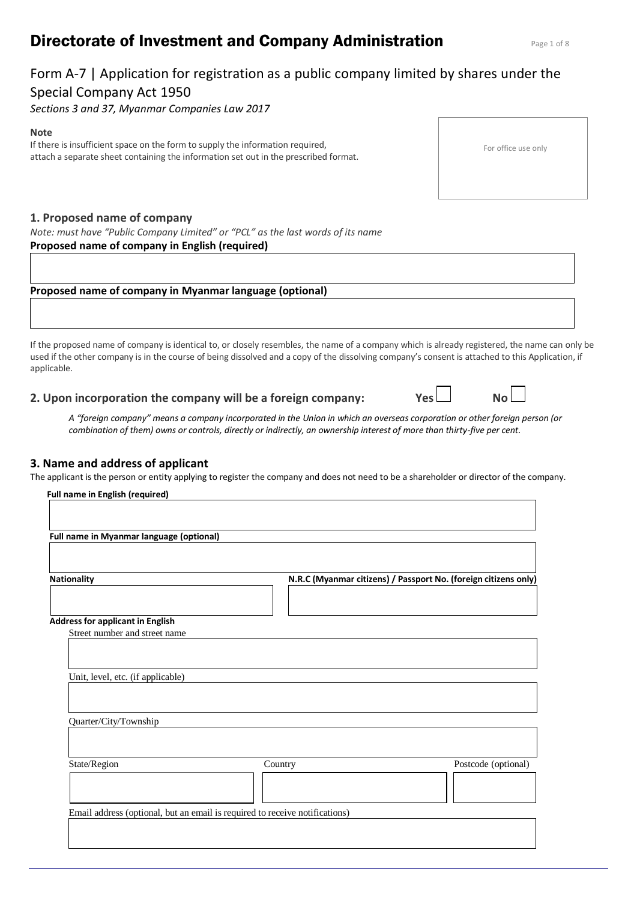# Directorate of Investment and Company Administration

## Form A-7 | Application for registration as a public company limited by shares under the Special Company Act 1950

*Sections 3 and 37, Myanmar Companies Law 2017*

**Note**

If there is insufficient space on the form to supply the information required, attach a separate sheet containing the information set out in the prescribed format.

For office use only

### 1. Proposed name of company

*Note: must have "Public Company Limited" or "PCL" as the last words of its name*

**Proposed name of company in English (required)**

**Proposed name of company in Myanmar language (optional)**

If the proposed name of company is identical to, or closely resembles, the name of a company which is already registered, the name can only be used if the other company is in the course of being dissolved and a copy of the dissolving company's consent is attached to this Application, if applicable.

### 2. Upon incorporation the company will be a foreign company: Yes ☐ No ☐

*A "foreign company" means a company incorporated in the Union in which an overseas corporation or other foreign person (or combination of them) owns or controls, directly or indirectly, an ownership interest of more than thirty-five per cent.*

### 3. Name and address of applicant

The applicant is the person or entity applying to register the company and does not need to be a shareholder or director of the company.

**Full name in English (required)**

**Full name in Myanmar language (optional)**

**Nationality**

**N.R.C (Myanmar citizens) / Passport No. (foreign citizens only)**

**Address for applicant in English**

Street number and street name

Unit, level, etc. (if applicable)

Quarter/City/Township

State/Region

Country

Postcode (optional)

Email address (optional, but an email is required to receive notifications)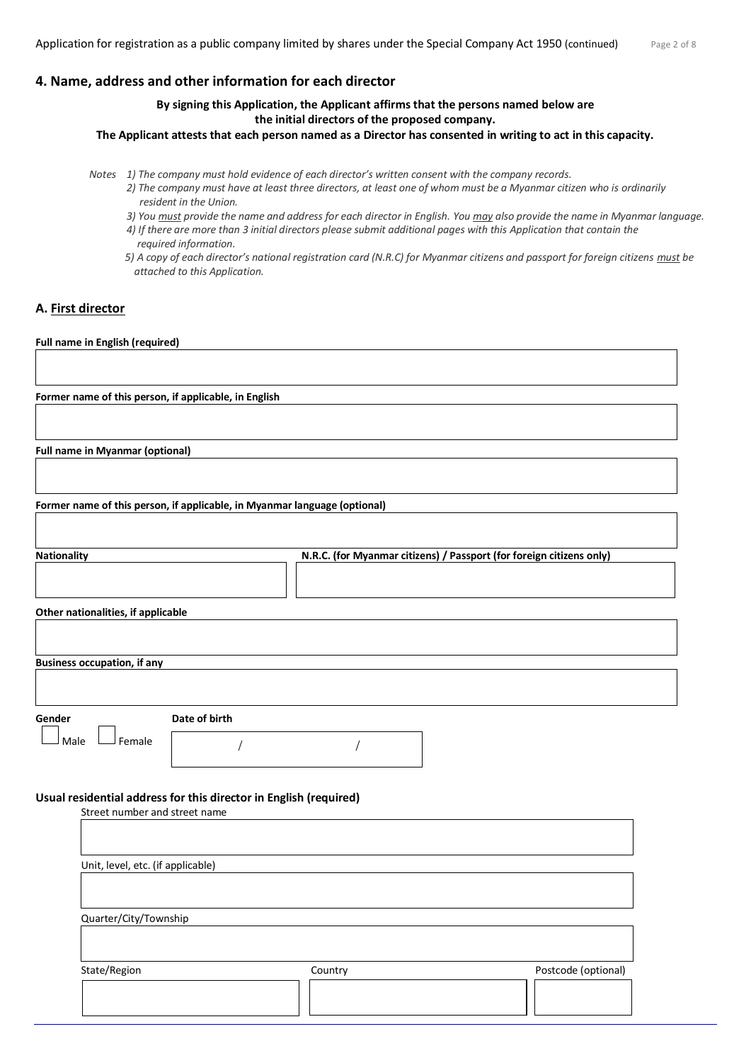## 4. Name, address and other information for each director

**By signing this Application, the Applicant affirms that the persons named below are the initial directors of the proposed company.**
**The Applicant attests that each person named as a Director has consented in writing to act in this capacity.**

*Notes 1) The company must hold evidence of each director's written consent with the company records.*
*2) The company must have at least three directors, at least one of whom must be a Myanmar citizen who is ordinarily resident in the Union.*
*3) You must provide the name and address for each director in English. You may also provide the name in Myanmar language.*
*4) If there are more than 3 initial directors please submit additional pages with this Application that contain the required information.*
*5) A copy of each director's national registration card (N.R.C) for Myanmar citizens and passport for foreign citizens must be attached to this Application.*

### A. First director

**Full name in English (required)**

**Former name of this person, if applicable, in English**

**Full name in Myanmar (optional)**

**Former name of this person, if applicable, in Myanmar language (optional)**

**Nationality**

**N.R.C. (for Myanmar citizens) / Passport (for foreign citizens only)**

**Other nationalities, if applicable**

**Business occupation, if any**

**Gender**

☐ Male ☐ Female

**Date of birth**

/ /

**Usual residential address for this director in English (required)**

Street number and street name

Unit, level, etc. (if applicable)

Quarter/City/Township

State/Region

Country

Postcode (optional)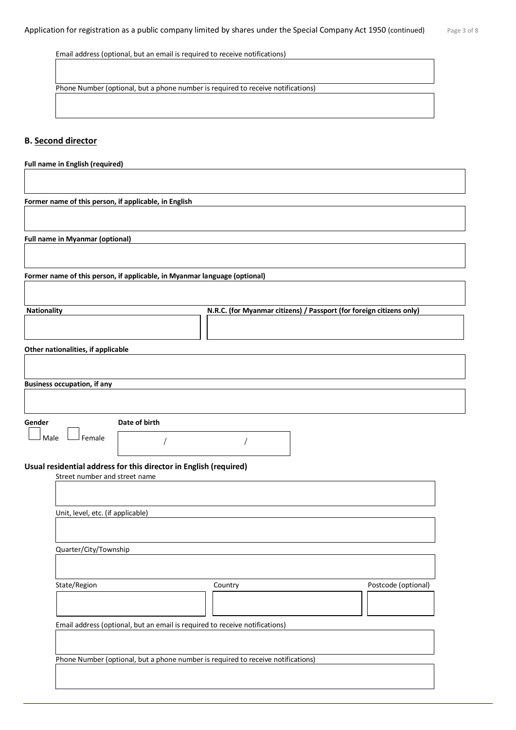Email address (optional, but an email is required to receive notifications)

Phone Number (optional, but a phone number is required to receive notifications)

## B. Second director

**Full name in English (required)**

**Former name of this person, if applicable, in English**

**Full name in Myanmar (optional)**

**Former name of this person, if applicable, in Myanmar language (optional)**

**Nationality**

**N.R.C. (for Myanmar citizens) / Passport (for foreign citizens only)**

**Other nationalities, if applicable**

**Business occupation, if any**

**Gender**

☐ Male ☐ Female

**Date of birth**

/ /

**Usual residential address for this director in English (required)**

Street number and street name

Unit, level, etc. (if applicable)

Quarter/City/Township

State/Region

Country

Postcode (optional)

Email address (optional, but an email is required to receive notifications)

Phone Number (optional, but a phone number is required to receive notifications)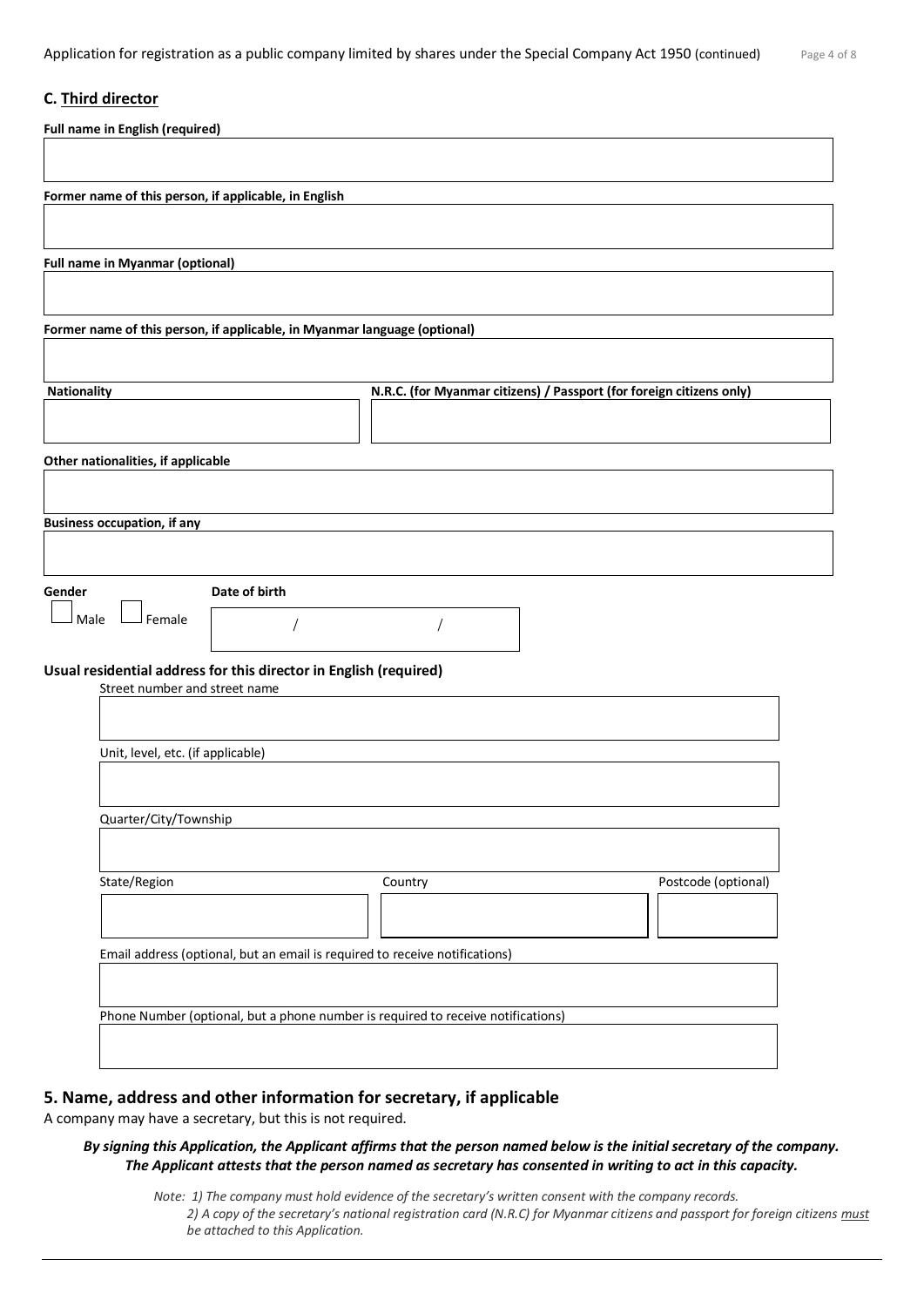### C. Third director

**Full name in English (required)**

**Former name of this person, if applicable, in English**

**Full name in Myanmar (optional)**

**Former name of this person, if applicable, in Myanmar language (optional)**

**Nationality**

**N.R.C. (for Myanmar citizens) / Passport (for foreign citizens only)**

**Other nationalities, if applicable**

**Business occupation, if any**

**Gender**

☐ Male ☐ Female

**Date of birth**

/ /

**Usual residential address for this director in English (required)**

Street number and street name

Unit, level, etc. (if applicable)

Quarter/City/Township

State/Region

Country

Postcode (optional)

Email address (optional, but an email is required to receive notifications)

Phone Number (optional, but a phone number is required to receive notifications)

## 5. Name, address and other information for secretary, if applicable

A company may have a secretary, but this is not required.

***By signing this Application, the Applicant affirms that the person named below is the initial secretary of the company. The Applicant attests that the person named as secretary has consented in writing to act in this capacity.***

*Note: 1) The company must hold evidence of the secretary's written consent with the company records.*
*2) A copy of the secretary's national registration card (N.R.C) for Myanmar citizens and passport for foreign citizens must be attached to this Application.*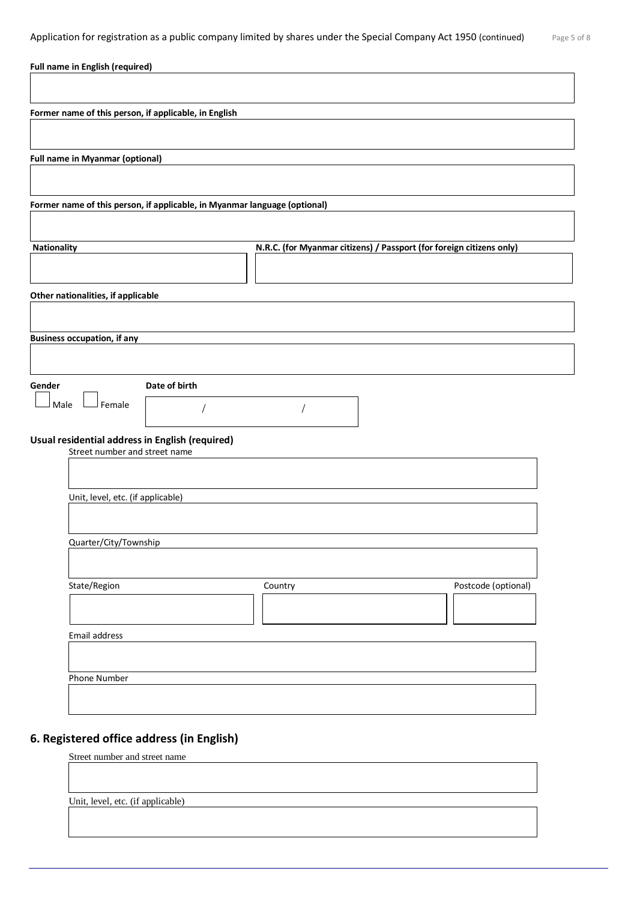**Full name in English (required)**

**Former name of this person, if applicable, in English**

**Full name in Myanmar (optional)**

**Former name of this person, if applicable, in Myanmar language (optional)**

**Nationality**

**N.R.C. (for Myanmar citizens) / Passport (for foreign citizens only)**

**Other nationalities, if applicable**

**Business occupation, if any**

**Gender**

☐ Male ☐ Female

**Date of birth**

/ /

**Usual residential address in English (required)**

Street number and street name

Unit, level, etc. (if applicable)

Quarter/City/Township

State/Region

Country

Postcode (optional)

Email address

Phone Number

## 6. Registered office address (in English)

Street number and street name

Unit, level, etc. (if applicable)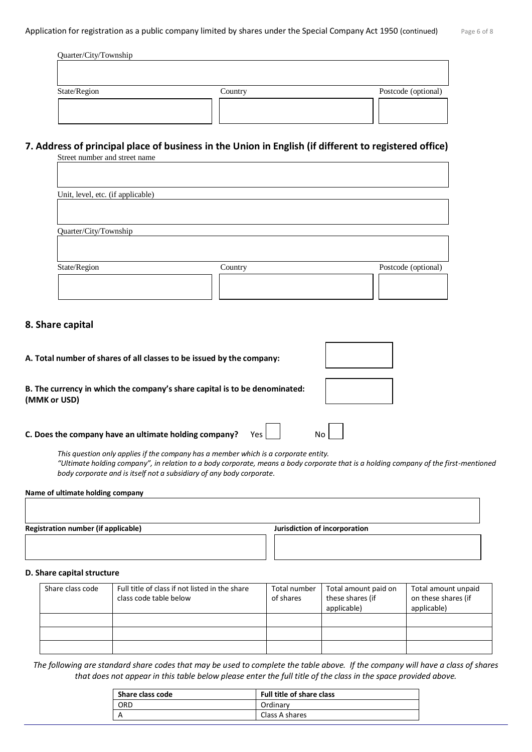Quarter/City/Township

State/Region | Country | Postcode (optional)

## 7. Address of principal place of business in the Union in English (if different to registered office)

Street number and street name

Unit, level, etc. (if applicable)

Quarter/City/Township

State/Region | Country | Postcode (optional)

## 8. Share capital

**A. Total number of shares of all classes to be issued by the company:**

**B. The currency in which the company's share capital is to be denominated: (MMK or USD)**

**C. Does the company have an ultimate holding company?** Yes ☐ No ☐

*This question only applies if the company has a member which is a corporate entity.*
*"Ultimate holding company", in relation to a body corporate, means a body corporate that is a holding company of the first-mentioned body corporate and is itself not a subsidiary of any body corporate.*

**Name of ultimate holding company**

**Registration number (if applicable)** | **Jurisdiction of incorporation**

**D. Share capital structure**

| Share class code | Full title of class if not listed in the share class code table below | Total number of shares | Total amount paid on these shares (if applicable) | Total amount unpaid on these shares (if applicable) |
|---|---|---|---|---|
| | | | | |
| | | | | |
| | | | | |

*The following are standard share codes that may be used to complete the table above. If the company will have a class of shares that does not appear in this table below please enter the full title of the class in the space provided above.*

| Share class code | Full title of share class |
|---|---|
| ORD | Ordinary |
| A | Class A shares |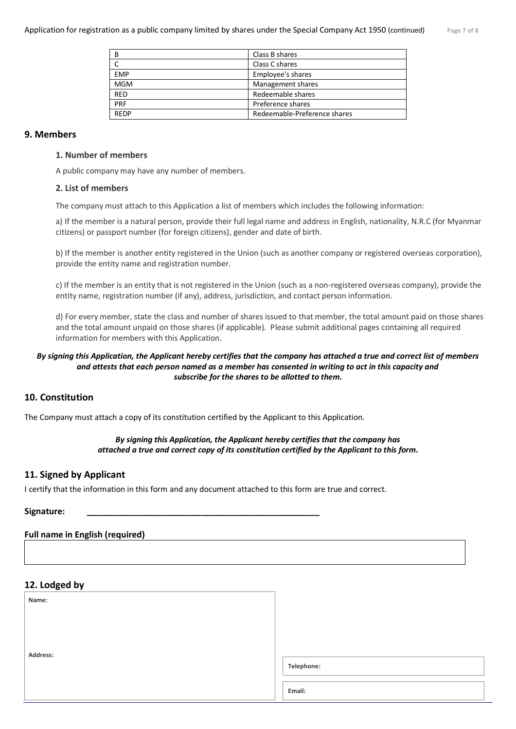| B | Class B shares |
|---|---|
| C | Class C shares |
| EMP | Employee's shares |
| MGM | Management shares |
| RED | Redeemable shares |
| PRF | Preference shares |
| REDP | Redeemable-Preference shares |

## 9. Members

### 1. Number of members

A public company may have any number of members.

### 2. List of members

The company must attach to this Application a list of members which includes the following information:

a) If the member is a natural person, provide their full legal name and address in English, nationality, N.R.C (for Myanmar citizens) or passport number (for foreign citizens), gender and date of birth.

b) If the member is another entity registered in the Union (such as another company or registered overseas corporation), provide the entity name and registration number.

c) If the member is an entity that is not registered in the Union (such as a non-registered overseas company), provide the entity name, registration number (if any), address, jurisdiction, and contact person information.

d) For every member, state the class and number of shares issued to that member, the total amount paid on those shares and the total amount unpaid on those shares (if applicable). Please submit additional pages containing all required information for members with this Application.

***By signing this Application, the Applicant hereby certifies that the company has attached a true and correct list of members and attests that each person named as a member has consented in writing to act in this capacity and subscribe for the shares to be allotted to them.***

## 10. Constitution

The Company must attach a copy of its constitution certified by the Applicant to this Application.

***By signing this Application, the Applicant hereby certifies that the company has attached a true and correct copy of its constitution certified by the Applicant to this form.***

## 11. Signed by Applicant

I certify that the information in this form and any document attached to this form are true and correct.

**Signature:** ____________________________________________________

**Full name in English (required)**

| |
|---|
| |

## 12. Lodged by

| Name: | |
|---|---|
| Address: | Telephone: |
| | Email: |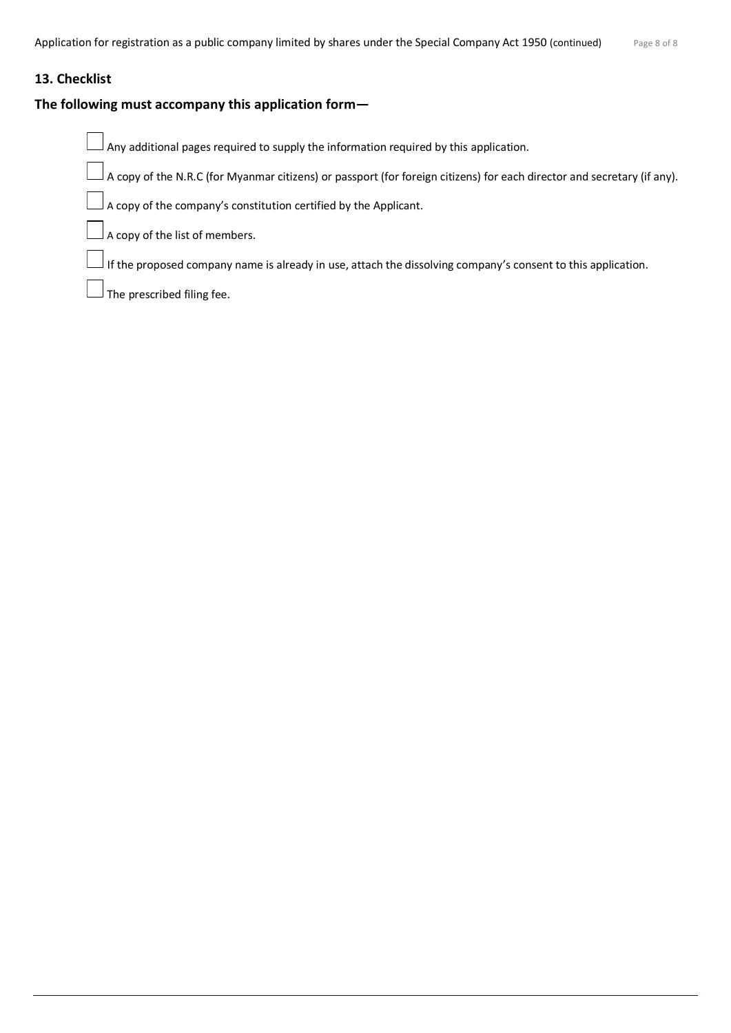## 13. Checklist

### The following must accompany this application form—

- [ ] Any additional pages required to supply the information required by this application.
- [ ] A copy of the N.R.C (for Myanmar citizens) or passport (for foreign citizens) for each director and secretary (if any).
- [ ] A copy of the company's constitution certified by the Applicant.
- [ ] A copy of the list of members.
- [ ] If the proposed company name is already in use, attach the dissolving company's consent to this application.
- [ ] The prescribed filing fee.